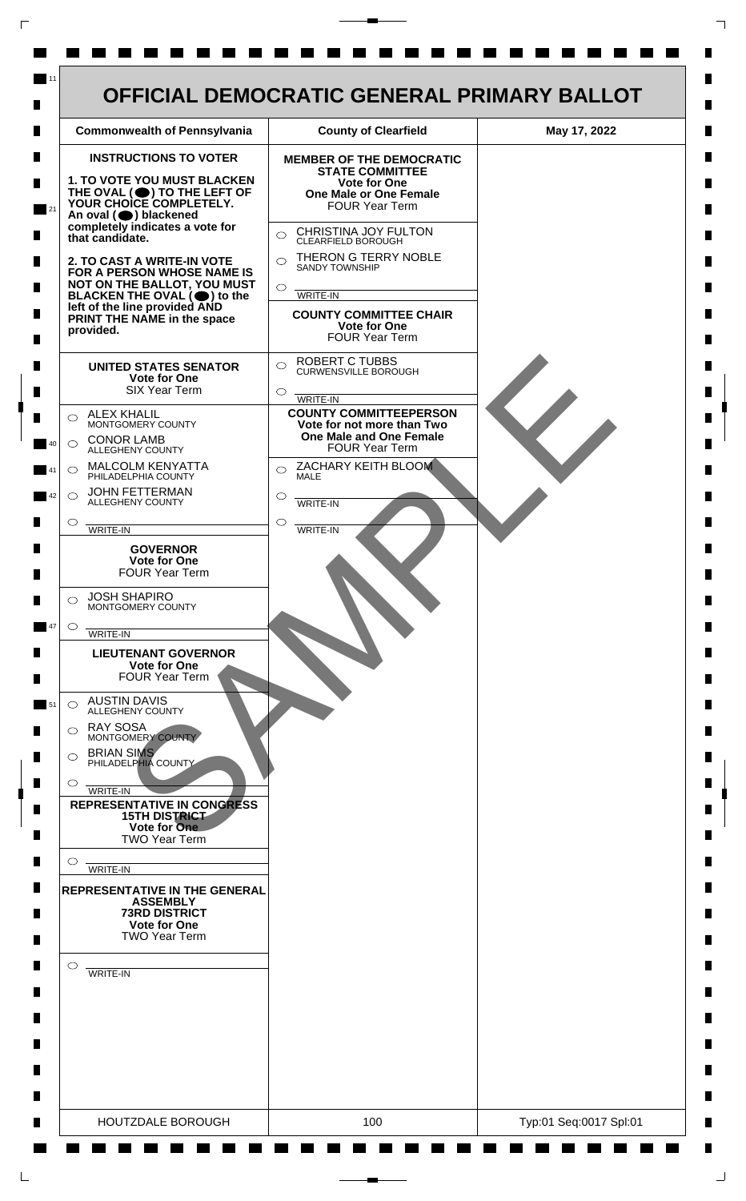# OFFICIAL DEMOCRATIC GENERAL PRIMARY BALLOT

| Commonwealth of Pennsylvania | County of Clearfield | May 17, 2022 |
|---|---|---|

## INSTRUCTIONS TO VOTER

**1. TO VOTE YOU MUST BLACKEN THE OVAL (●) TO THE LEFT OF YOUR CHOICE COMPLETELY.** An oval (●) blackened completely indicates a vote for that candidate.

**2. TO CAST A WRITE-IN VOTE FOR A PERSON WHOSE NAME IS NOT ON THE BALLOT, YOU MUST BLACKEN THE OVAL (●) to the left of the line provided AND PRINT THE NAME in the space provided.**

### UNITED STATES SENATOR
**Vote for One**
SIX Year Term

- ○ ALEX KHALIL — MONTGOMERY COUNTY
- ○ CONOR LAMB — ALLEGHENY COUNTY
- ○ MALCOLM KENYATTA — PHILADELPHIA COUNTY
- ○ JOHN FETTERMAN — ALLEGHENY COUNTY
- ○ ______ WRITE-IN

### GOVERNOR
**Vote for One**
FOUR Year Term

- ○ JOSH SHAPIRO — MONTGOMERY COUNTY
- ○ ______ WRITE-IN

### LIEUTENANT GOVERNOR
**Vote for One**
FOUR Year Term

- ○ AUSTIN DAVIS — ALLEGHENY COUNTY
- ○ RAY SOSA — MONTGOMERY COUNTY
- ○ BRIAN SIMS — PHILADELPHIA COUNTY
- ○ ______ WRITE-IN

### REPRESENTATIVE IN CONGRESS
**15TH DISTRICT**
**Vote for One**
TWO Year Term

- ○ ______ WRITE-IN

### REPRESENTATIVE IN THE GENERAL ASSEMBLY
**73RD DISTRICT**
**Vote for One**
TWO Year Term

- ○ ______ WRITE-IN

### MEMBER OF THE DEMOCRATIC STATE COMMITTEE
**Vote for One**
**One Male or One Female**
FOUR Year Term

- ○ CHRISTINA JOY FULTON — CLEARFIELD BOROUGH
- ○ THERON G TERRY NOBLE — SANDY TOWNSHIP
- ○ ______ WRITE-IN

### COUNTY COMMITTEE CHAIR
**Vote for One**
FOUR Year Term

- ○ ROBERT C TUBBS — CURWENSVILLE BOROUGH
- ○ ______ WRITE-IN

### COUNTY COMMITTEEPERSON
**Vote for not more than Two**
**One Male and One Female**
FOUR Year Term

- ○ ZACHARY KEITH BLOOM — MALE
- ○ ______ WRITE-IN
- ○ ______ WRITE-IN

SAMPLE

| HOUTZDALE BOROUGH | 100 | Typ:01 Seq:0017 Spl:01 |
|---|---|---|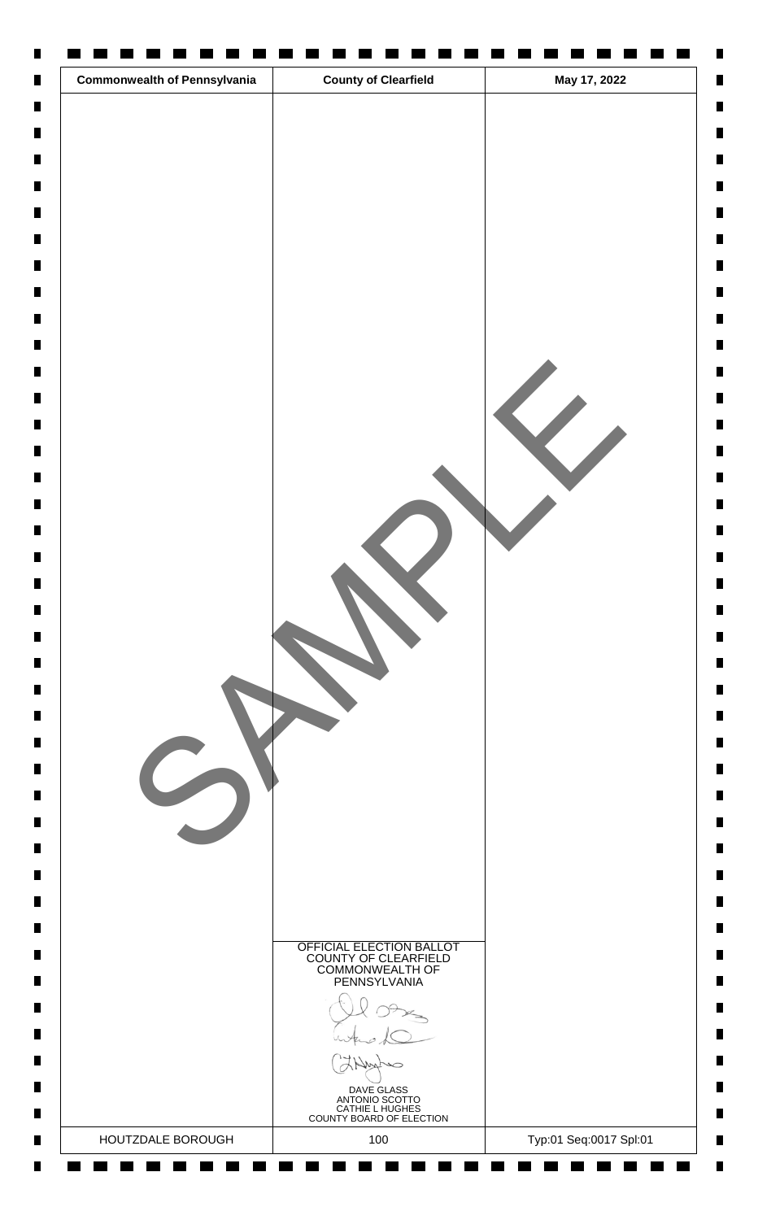| Commonwealth of Pennsylvania | County of Clearfield | May 17, 2022 |
| --- | --- | --- |
| | OFFICIAL ELECTION BALLOT COUNTY OF CLEARFIELD COMMONWEALTH OF PENNSYLVANIA<br><br>DAVE GLASS<br>ANTONIO SCOTTO<br>CATHIE L HUGHES<br>COUNTY BOARD OF ELECTION | |
| HOUTZDALE BOROUGH | 100 | Typ:01 Seq:0017 Spl:01 |

SAMPLE